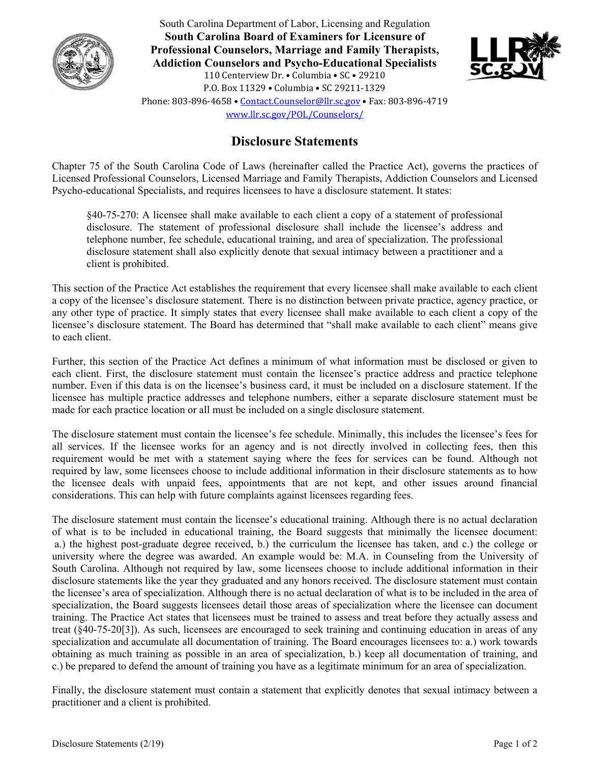South Carolina Department of Labor, Licensing and Regulation

**South Carolina Board of Examiners for Licensure of Professional Counselors, Marriage and Family Therapists, Addiction Counselors and Psycho-Educational Specialists**

110 Centerview Dr. • Columbia • SC • 29210
P.O. Box 11329 • Columbia • SC 29211-1329
Phone: 803-896-4658 • Contact.Counselor@llr.sc.gov • Fax: 803-896-4719
www.llr.sc.gov/POL/Counselors/

# Disclosure Statements

Chapter 75 of the South Carolina Code of Laws (hereinafter called the Practice Act), governs the practices of Licensed Professional Counselors, Licensed Marriage and Family Therapists, Addiction Counselors and Licensed Psycho-educational Specialists, and requires licensees to have a disclosure statement. It states:

> §40-75-270: A licensee shall make available to each client a copy of a statement of professional disclosure. The statement of professional disclosure shall include the licensee's address and telephone number, fee schedule, educational training, and area of specialization. The professional disclosure statement shall also explicitly denote that sexual intimacy between a practitioner and a client is prohibited.

This section of the Practice Act establishes the requirement that every licensee shall make available to each client a copy of the licensee's disclosure statement. There is no distinction between private practice, agency practice, or any other type of practice. It simply states that every licensee shall make available to each client a copy of the licensee's disclosure statement. The Board has determined that "shall make available to each client" means give to each client.

Further, this section of the Practice Act defines a minimum of what information must be disclosed or given to each client. First, the disclosure statement must contain the licensee's practice address and practice telephone number. Even if this data is on the licensee's business card, it must be included on a disclosure statement. If the licensee has multiple practice addresses and telephone numbers, either a separate disclosure statement must be made for each practice location or all must be included on a single disclosure statement.

The disclosure statement must contain the licensee's fee schedule. Minimally, this includes the licensee's fees for all services. If the licensee works for an agency and is not directly involved in collecting fees, then this requirement would be met with a statement saying where the fees for services can be found. Although not required by law, some licensees choose to include additional information in their disclosure statements as to how the licensee deals with unpaid fees, appointments that are not kept, and other issues around financial considerations. This can help with future complaints against licensees regarding fees.

The disclosure statement must contain the licensee's educational training. Although there is no actual declaration of what is to be included in educational training, the Board suggests that minimally the licensee document: a.) the highest post-graduate degree received, b.) the curriculum the licensee has taken, and c.) the college or university where the degree was awarded. An example would be: M.A. in Counseling from the University of South Carolina. Although not required by law, some licensees choose to include additional information in their disclosure statements like the year they graduated and any honors received. The disclosure statement must contain the licensee's area of specialization. Although there is no actual declaration of what is to be included in the area of specialization, the Board suggests licensees detail those areas of specialization where the licensee can document training. The Practice Act states that licensees must be trained to assess and treat before they actually assess and treat (§40-75-20[3]). As such, licensees are encouraged to seek training and continuing education in areas of any specialization and accumulate all documentation of training. The Board encourages licensees to: a.) work towards obtaining as much training as possible in an area of specialization, b.) keep all documentation of training, and c.) be prepared to defend the amount of training you have as a legitimate minimum for an area of specialization.

Finally, the disclosure statement must contain a statement that explicitly denotes that sexual intimacy between a practitioner and a client is prohibited.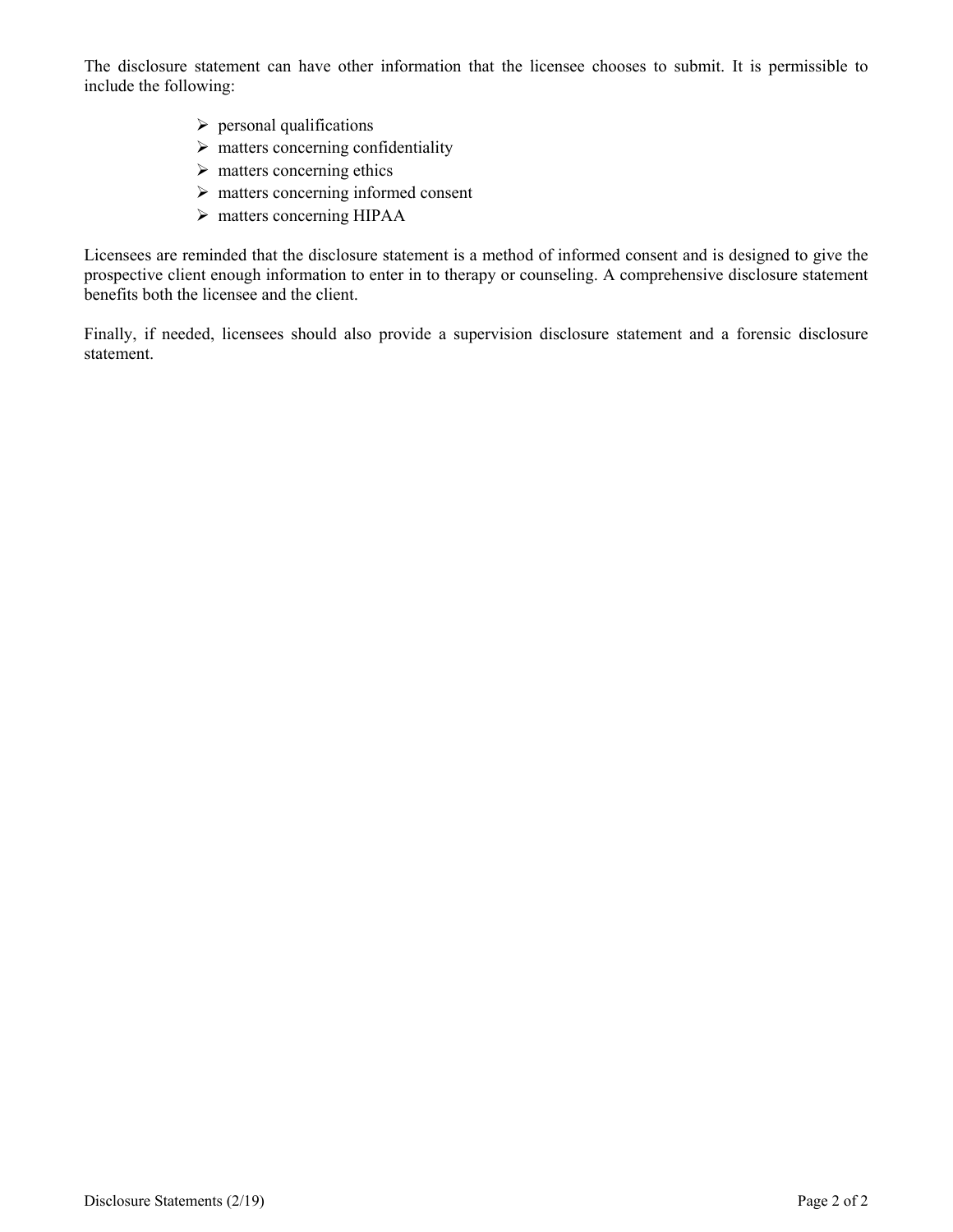The disclosure statement can have other information that the licensee chooses to submit. It is permissible to include the following:

- personal qualifications
- matters concerning confidentiality
- matters concerning ethics
- matters concerning informed consent
- matters concerning HIPAA

Licensees are reminded that the disclosure statement is a method of informed consent and is designed to give the prospective client enough information to enter in to therapy or counseling. A comprehensive disclosure statement benefits both the licensee and the client.

Finally, if needed, licensees should also provide a supervision disclosure statement and a forensic disclosure statement.